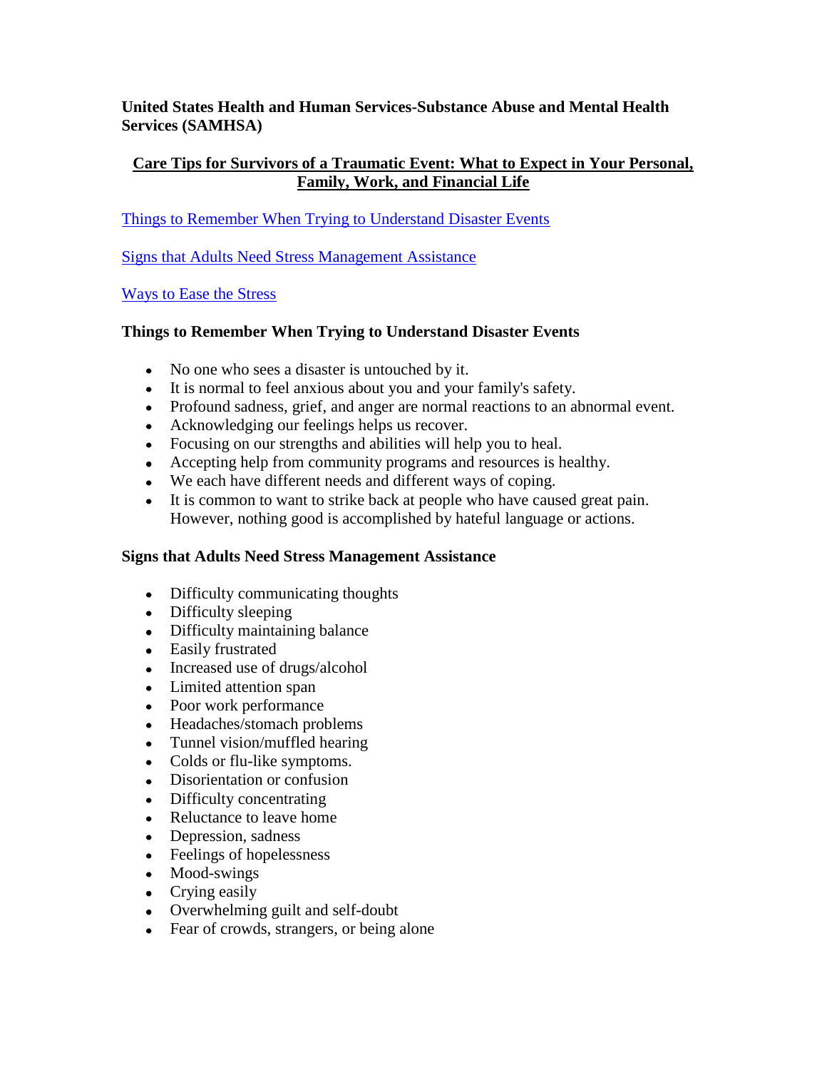**United States Health and Human Services-Substance Abuse and Mental Health Services (SAMHSA)**

# Care Tips for Survivors of a Traumatic Event: What to Expect in Your Personal, Family, Work, and Financial Life

[Things to Remember When Trying to Understand Disaster Events](#things-to-remember-when-trying-to-understand-disaster-events)

[Signs that Adults Need Stress Management Assistance](#signs-that-adults-need-stress-management-assistance)

[Ways to Ease the Stress](#ways-to-ease-the-stress)

## Things to Remember When Trying to Understand Disaster Events

- No one who sees a disaster is untouched by it.
- It is normal to feel anxious about you and your family's safety.
- Profound sadness, grief, and anger are normal reactions to an abnormal event.
- Acknowledging our feelings helps us recover.
- Focusing on our strengths and abilities will help you to heal.
- Accepting help from community programs and resources is healthy.
- We each have different needs and different ways of coping.
- It is common to want to strike back at people who have caused great pain. However, nothing good is accomplished by hateful language or actions.

## Signs that Adults Need Stress Management Assistance

- Difficulty communicating thoughts
- Difficulty sleeping
- Difficulty maintaining balance
- Easily frustrated
- Increased use of drugs/alcohol
- Limited attention span
- Poor work performance
- Headaches/stomach problems
- Tunnel vision/muffled hearing
- Colds or flu-like symptoms.
- Disorientation or confusion
- Difficulty concentrating
- Reluctance to leave home
- Depression, sadness
- Feelings of hopelessness
- Mood-swings
- Crying easily
- Overwhelming guilt and self-doubt
- Fear of crowds, strangers, or being alone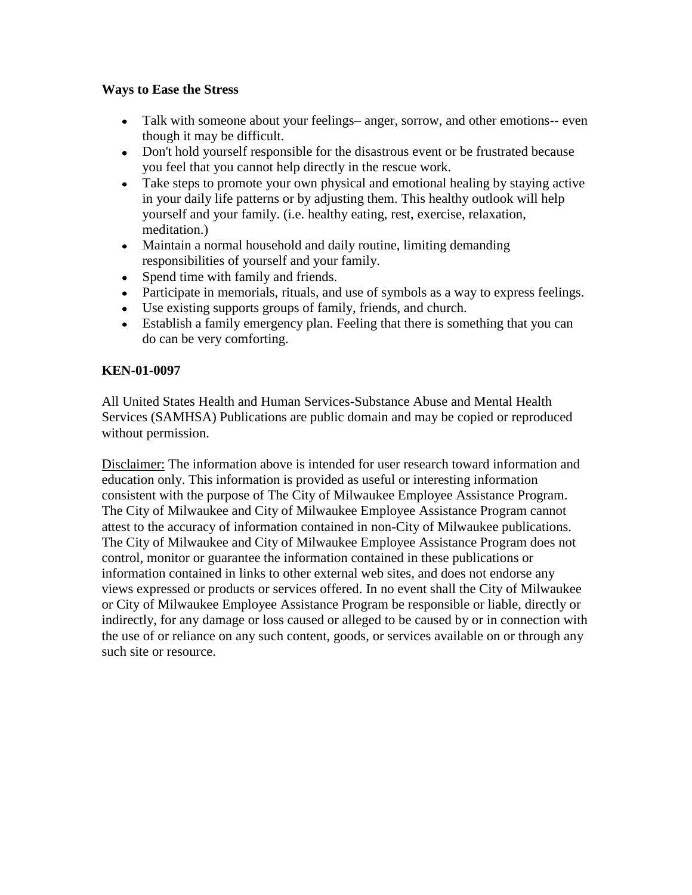**Ways to Ease the Stress**

- Talk with someone about your feelings– anger, sorrow, and other emotions-- even though it may be difficult.
- Don't hold yourself responsible for the disastrous event or be frustrated because you feel that you cannot help directly in the rescue work.
- Take steps to promote your own physical and emotional healing by staying active in your daily life patterns or by adjusting them. This healthy outlook will help yourself and your family. (i.e. healthy eating, rest, exercise, relaxation, meditation.)
- Maintain a normal household and daily routine, limiting demanding responsibilities of yourself and your family.
- Spend time with family and friends.
- Participate in memorials, rituals, and use of symbols as a way to express feelings.
- Use existing supports groups of family, friends, and church.
- Establish a family emergency plan. Feeling that there is something that you can do can be very comforting.

**KEN-01-0097**

All United States Health and Human Services-Substance Abuse and Mental Health Services (SAMHSA) Publications are public domain and may be copied or reproduced without permission.

Disclaimer: The information above is intended for user research toward information and education only. This information is provided as useful or interesting information consistent with the purpose of The City of Milwaukee Employee Assistance Program. The City of Milwaukee and City of Milwaukee Employee Assistance Program cannot attest to the accuracy of information contained in non-City of Milwaukee publications. The City of Milwaukee and City of Milwaukee Employee Assistance Program does not control, monitor or guarantee the information contained in these publications or information contained in links to other external web sites, and does not endorse any views expressed or products or services offered. In no event shall the City of Milwaukee or City of Milwaukee Employee Assistance Program be responsible or liable, directly or indirectly, for any damage or loss caused or alleged to be caused by or in connection with the use of or reliance on any such content, goods, or services available on or through any such site or resource.